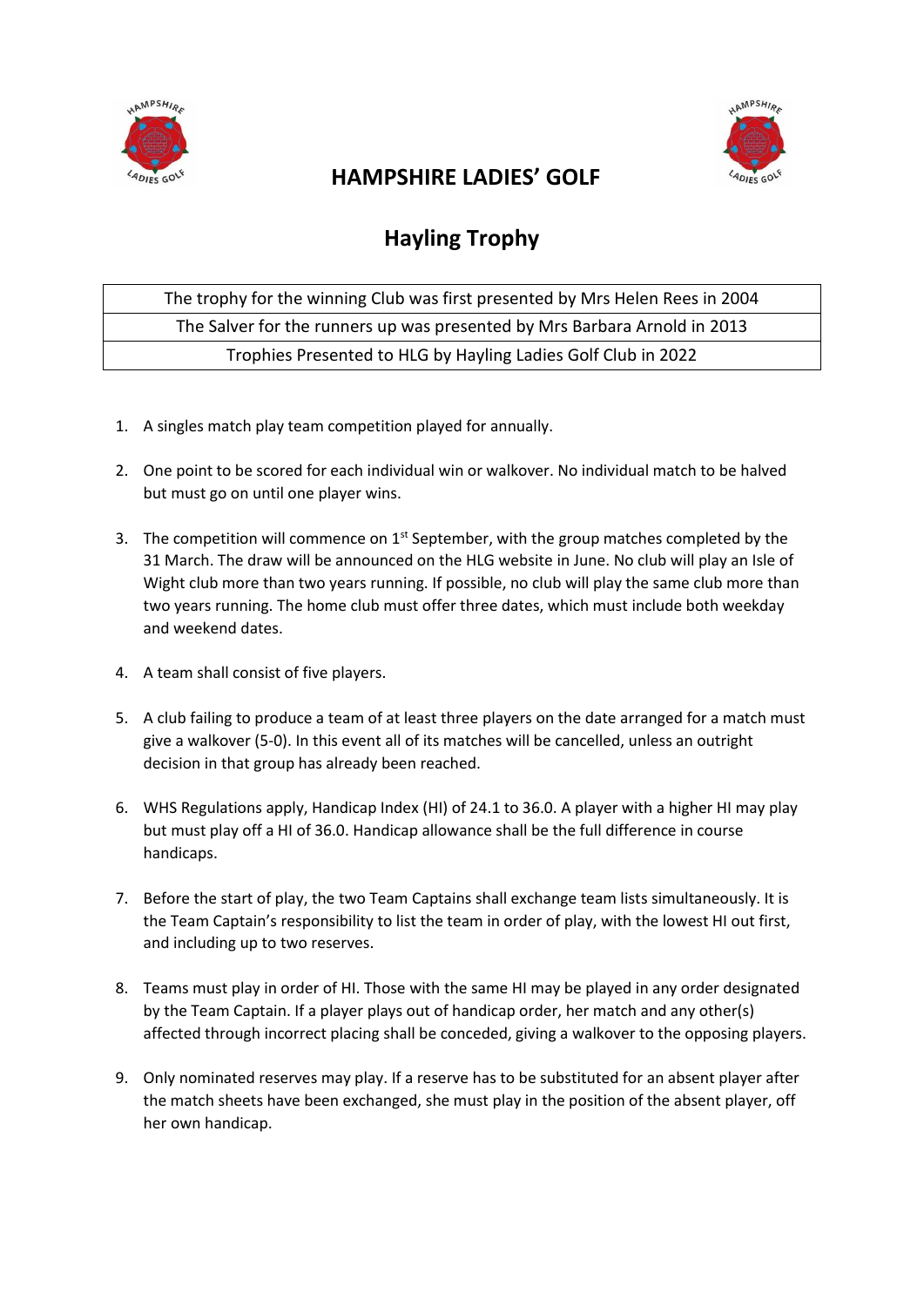# HAMPSHIRE LADIES' GOLF

## Hayling Trophy

| The trophy for the winning Club was first presented by Mrs Helen Rees in 2004 |
| --- |
| The Salver for the runners up was presented by Mrs Barbara Arnold in 2013 |
| Trophies Presented to HLG by Hayling Ladies Golf Club in 2022 |

1. A singles match play team competition played for annually.

2. One point to be scored for each individual win or walkover. No individual match to be halved but must go on until one player wins.

3. The competition will commence on 1st September, with the group matches completed by the 31 March. The draw will be announced on the HLG website in June. No club will play an Isle of Wight club more than two years running. If possible, no club will play the same club more than two years running. The home club must offer three dates, which must include both weekday and weekend dates.

4. A team shall consist of five players.

5. A club failing to produce a team of at least three players on the date arranged for a match must give a walkover (5-0). In this event all of its matches will be cancelled, unless an outright decision in that group has already been reached.

6. WHS Regulations apply, Handicap Index (HI) of 24.1 to 36.0. A player with a higher HI may play but must play off a HI of 36.0. Handicap allowance shall be the full difference in course handicaps.

7. Before the start of play, the two Team Captains shall exchange team lists simultaneously. It is the Team Captain's responsibility to list the team in order of play, with the lowest HI out first, and including up to two reserves.

8. Teams must play in order of HI. Those with the same HI may be played in any order designated by the Team Captain. If a player plays out of handicap order, her match and any other(s) affected through incorrect placing shall be conceded, giving a walkover to the opposing players.

9. Only nominated reserves may play. If a reserve has to be substituted for an absent player after the match sheets have been exchanged, she must play in the position of the absent player, off her own handicap.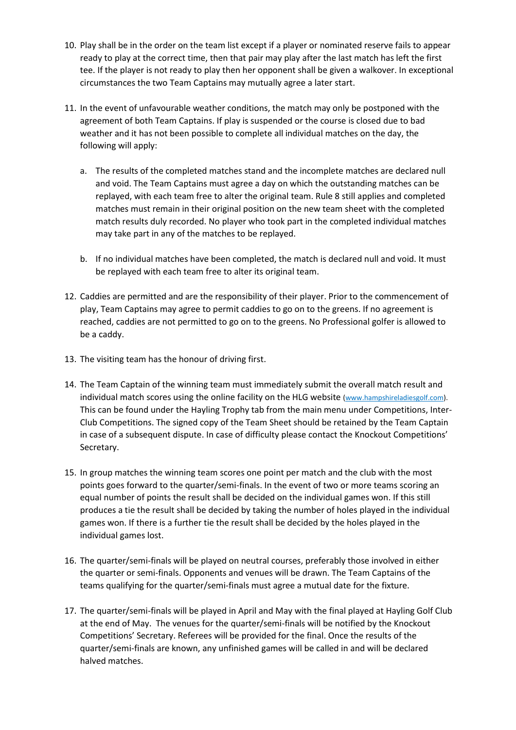10. Play shall be in the order on the team list except if a player or nominated reserve fails to appear ready to play at the correct time, then that pair may play after the last match has left the first tee. If the player is not ready to play then her opponent shall be given a walkover. In exceptional circumstances the two Team Captains may mutually agree a later start.

11. In the event of unfavourable weather conditions, the match may only be postponed with the agreement of both Team Captains. If play is suspended or the course is closed due to bad weather and it has not been possible to complete all individual matches on the day, the following will apply:

    a. The results of the completed matches stand and the incomplete matches are declared null and void. The Team Captains must agree a day on which the outstanding matches can be replayed, with each team free to alter the original team. Rule 8 still applies and completed matches must remain in their original position on the new team sheet with the completed match results duly recorded. No player who took part in the completed individual matches may take part in any of the matches to be replayed.

    b. If no individual matches have been completed, the match is declared null and void. It must be replayed with each team free to alter its original team.

12. Caddies are permitted and are the responsibility of their player. Prior to the commencement of play, Team Captains may agree to permit caddies to go on to the greens. If no agreement is reached, caddies are not permitted to go on to the greens. No Professional golfer is allowed to be a caddy.

13. The visiting team has the honour of driving first.

14. The Team Captain of the winning team must immediately submit the overall match result and individual match scores using the online facility on the HLG website (www.hampshireladiesgolf.com). This can be found under the Hayling Trophy tab from the main menu under Competitions, Inter-Club Competitions. The signed copy of the Team Sheet should be retained by the Team Captain in case of a subsequent dispute. In case of difficulty please contact the Knockout Competitions' Secretary.

15. In group matches the winning team scores one point per match and the club with the most points goes forward to the quarter/semi-finals. In the event of two or more teams scoring an equal number of points the result shall be decided on the individual games won. If this still produces a tie the result shall be decided by taking the number of holes played in the individual games won. If there is a further tie the result shall be decided by the holes played in the individual games lost.

16. The quarter/semi-finals will be played on neutral courses, preferably those involved in either the quarter or semi-finals. Opponents and venues will be drawn. The Team Captains of the teams qualifying for the quarter/semi-finals must agree a mutual date for the fixture.

17. The quarter/semi-finals will be played in April and May with the final played at Hayling Golf Club at the end of May. The venues for the quarter/semi-finals will be notified by the Knockout Competitions' Secretary. Referees will be provided for the final. Once the results of the quarter/semi-finals are known, any unfinished games will be called in and will be declared halved matches.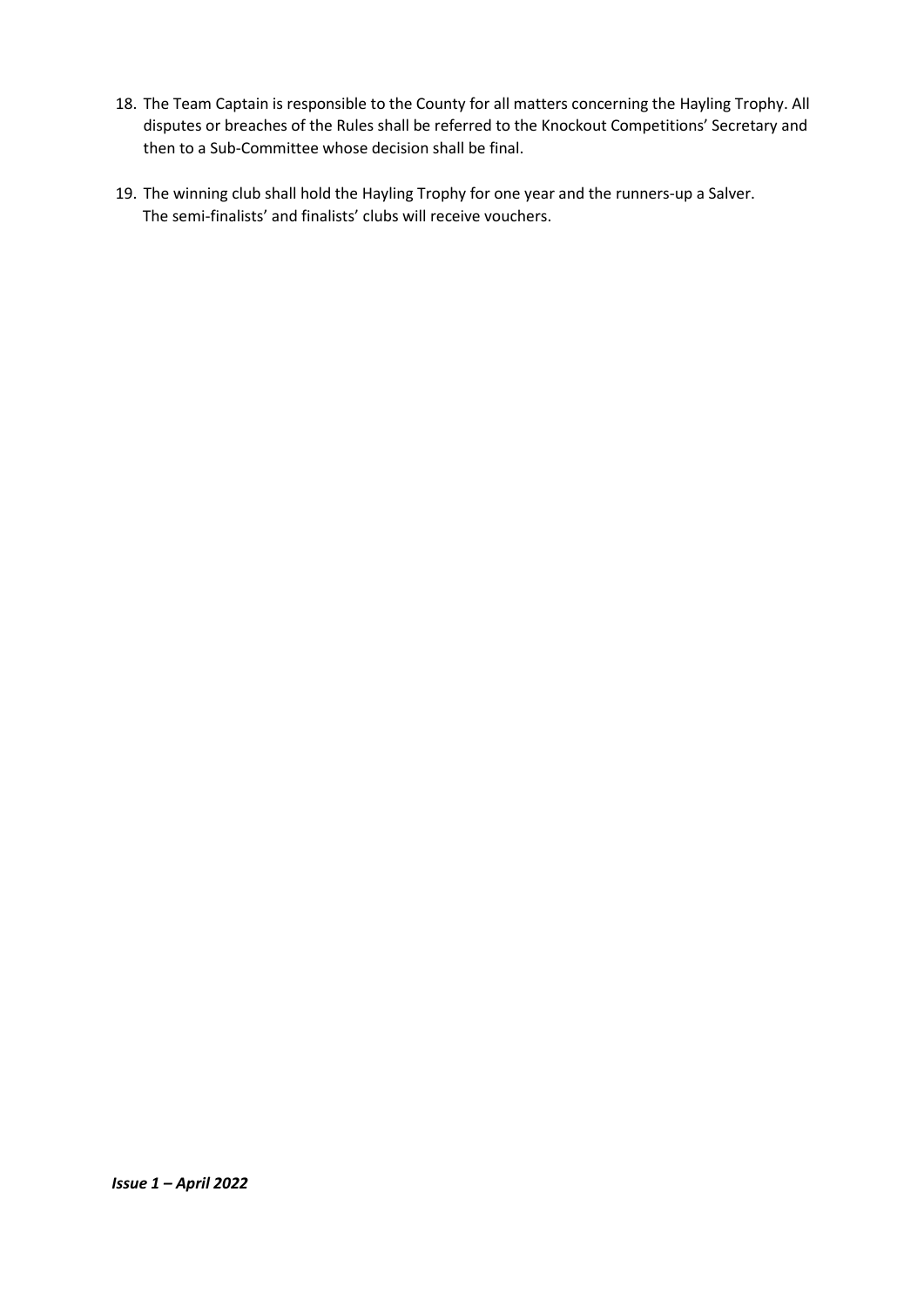18. The Team Captain is responsible to the County for all matters concerning the Hayling Trophy. All disputes or breaches of the Rules shall be referred to the Knockout Competitions' Secretary and then to a Sub-Committee whose decision shall be final.

19. The winning club shall hold the Hayling Trophy for one year and the runners-up a Salver. The semi-finalists' and finalists' clubs will receive vouchers.

***Issue 1 – April 2022***